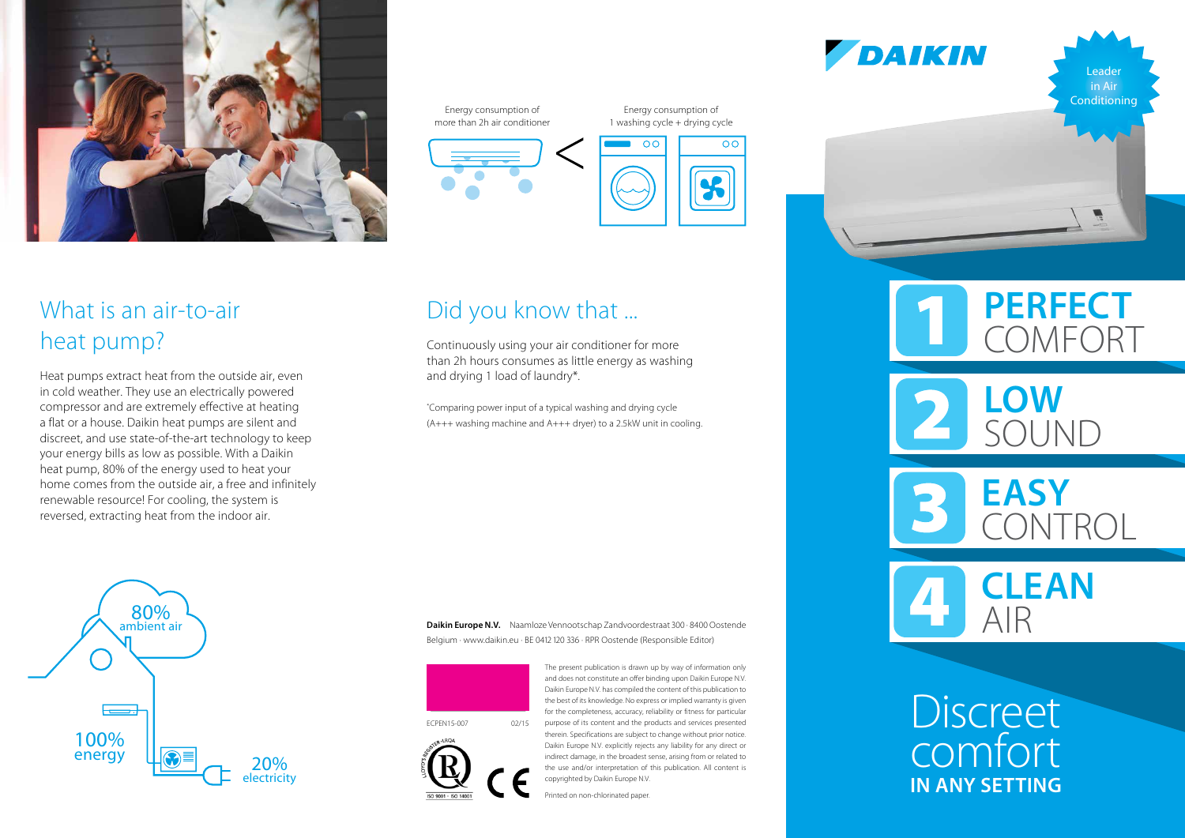## What is an air-to-air heat pump?

Heat pumps extract heat from the outside air, even in cold weather. They use an electrically powered compressor and are extremely effective at heating a flat or a house. Daikin heat pumps are silent and discreet, and use state-of-the-art technology to keep your energy bills as low as possible. With a Daikin heat pump, 80% of the energy used to heat your home comes from the outside air, a free and infinitely renewable resource! For cooling, the system is reversed, extracting heat from the indoor air.

80% ambient air

100% energy

20% electricity

Energy consumption of more than 2h air conditioner < Energy consumption of 1 washing cycle + drying cycle

## Did you know that ...

Continuously using your air conditioner for more than 2h hours consumes as little energy as washing and drying 1 load of laundry*.

*Comparing power input of a typical washing and drying cycle (A+++ washing machine and A+++ dryer) to a 2.5kW unit in cooling.

**Daikin Europe N.V.** Naamloze Vennootschap Zandvoordestraat 300 · 8400 Oostende Belgium · www.daikin.eu · BE 0412 120 336 · RPR Oostende (Responsible Editor)

ECPEN15-007 02/15

The present publication is drawn up by way of information only and does not constitute an offer binding upon Daikin Europe N.V. Daikin Europe N.V. has compiled the content of this publication to the best of its knowledge. No express or implied warranty is given for the completeness, accuracy, reliability or fitness for particular purpose of its content and the products and services presented therein. Specifications are subject to change without prior notice. Daikin Europe N.V. explicitly rejects any liability for any direct or indirect damage, in the broadest sense, arising from or related to the use and/or interpretation of this publication. All content is copyrighted by Daikin Europe N.V.

Printed on non-chlorinated paper.

LLOYD'S REGISTER LRQA · ISO 9001 · ISO 14001

DAIKIN

Leader in Air Conditioning

1 **PERFECT** COMFORT

2 **LOW** SOUND

3 **EASY** CONTROL

4 **CLEAN** AIR

# Discreet comfort **IN ANY SETTING**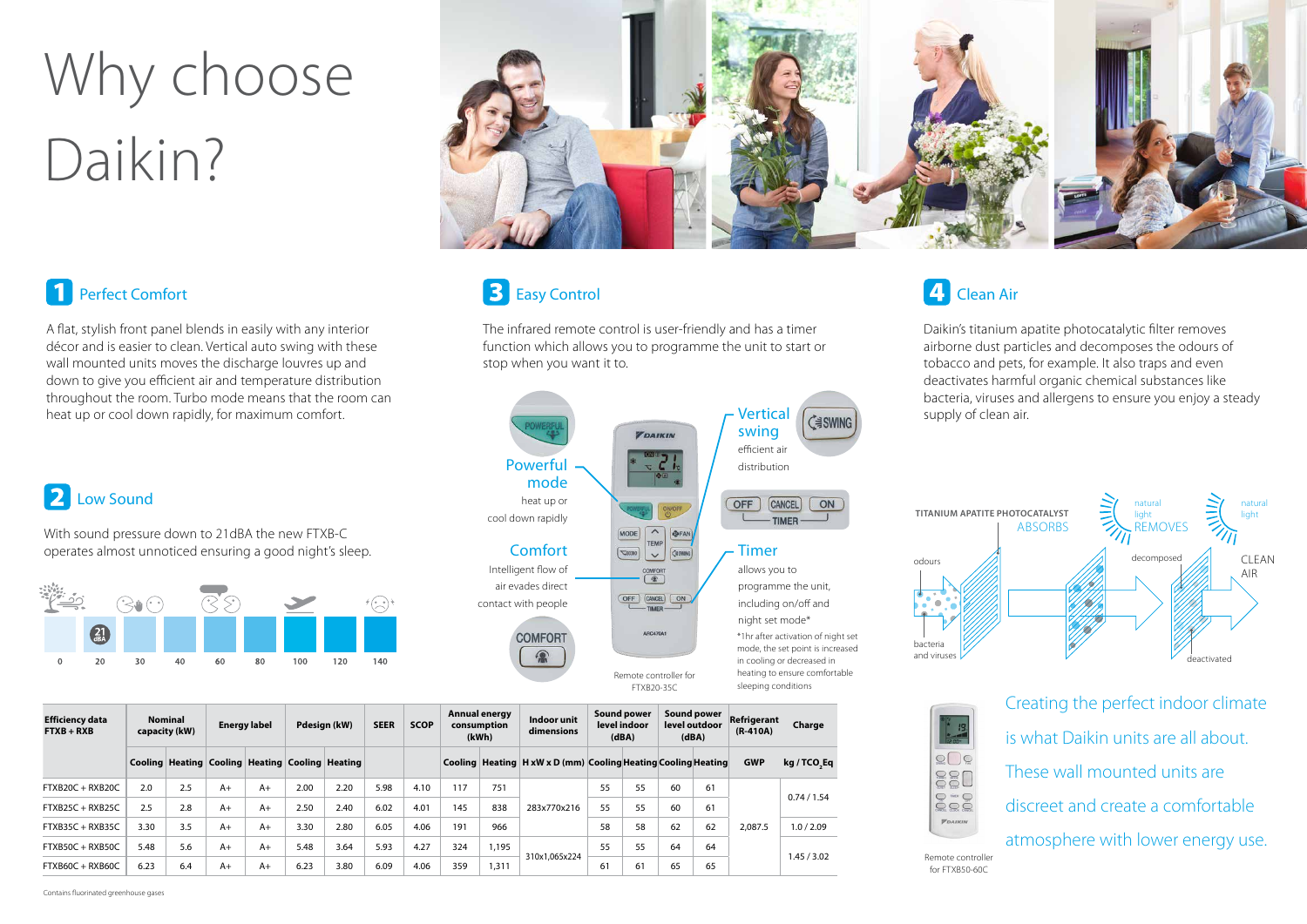# Why choose Daikin?

## 1 Perfect Comfort

A flat, stylish front panel blends in easily with any interior décor and is easier to clean. Vertical auto swing with these wall mounted units moves the discharge louvres up and down to give you efficient air and temperature distribution throughout the room. Turbo mode means that the room can heat up or cool down rapidly, for maximum comfort.

## 2 Low Sound

With sound pressure down to 21dBA the new FTXB-C operates almost unnoticed ensuring a good night's sleep.

21 dBA

0 20 30 40 60 80 100 120 140

## 3 Easy Control

The infrared remote control is user-friendly and has a timer function which allows you to programme the unit to start or stop when you want it to.

**Powerful mode**
heat up or cool down rapidly

**Comfort**
Intelligent flow of air evades direct contact with people

**Vertical swing**
efficient air distribution

**Timer**
allows you to programme the unit, including on/off and night set mode*

*1hr after activation of night set mode, the set point is increased in cooling or decreased in heating to ensure comfortable sleeping conditions

Remote controller for FTXB20-35C

## 4 Clean Air

Daikin's titanium apatite photocatalytic filter removes airborne dust particles and decomposes the odours of tobacco and pets, for example. It also traps and even deactivates harmful organic chemical substances like bacteria, viruses and allergens to ensure you enjoy a steady supply of clean air.

TITANIUM APATITE PHOTOCATALYST
ABSORBS
natural light
REMOVES
natural light
odours
decomposed
CLEAN AIR
bacteria and viruses
deactivated

Remote controller for FTXB50-60C

Creating the perfect indoor climate is what Daikin units are all about. These wall mounted units are discreet and create a comfortable atmosphere with lower energy use.

| Efficiency data FTXB + RXB | Nominal capacity (kW) | | Energy label | | Pdesign (kW) | | SEER | SCOP | Annual energy consumption (kWh) | | Indoor unit dimensions | Sound power level indoor (dBA) | | Sound power level outdoor (dBA) | | Refrigerant (R-410A) | Charge |
|---|---|---|---|---|---|---|---|---|---|---|---|---|---|---|---|---|---|
| | Cooling | Heating | Cooling | Heating | Cooling | Heating | | | Cooling | Heating | H x W x D (mm) | Cooling | Heating | Cooling | Heating | GWP | kg / $TCO_2Eq$ |
| FTXB20C + RXB20C | 2.0 | 2.5 | A+ | A+ | 2.00 | 2.20 | 5.98 | 4.10 | 117 | 751 | 283x770x216 | 55 | 55 | 60 | 61 | 2,087.5 | 0.74 / 1.54 |
| FTXB25C + RXB25C | 2.5 | 2.8 | A+ | A+ | 2.50 | 2.40 | 6.02 | 4.01 | 145 | 838 | | 55 | 55 | 60 | 61 | | |
| FTXB35C + RXB35C | 3.30 | 3.5 | A+ | A+ | 3.30 | 2.80 | 6.05 | 4.06 | 191 | 966 | | 58 | 58 | 62 | 62 | | 1.0 / 2.09 |
| FTXB50C + RXB50C | 5.48 | 5.6 | A+ | A+ | 5.48 | 3.64 | 5.93 | 4.27 | 324 | 1,195 | 310x1,065x224 | 55 | 55 | 64 | 64 | | 1.45 / 3.02 |
| FTXB60C + RXB60C | 6.23 | 6.4 | A+ | A+ | 6.23 | 3.80 | 6.09 | 4.06 | 359 | 1,311 | | 61 | 61 | 65 | 65 | | |

Contains fluorinated greenhouse gases